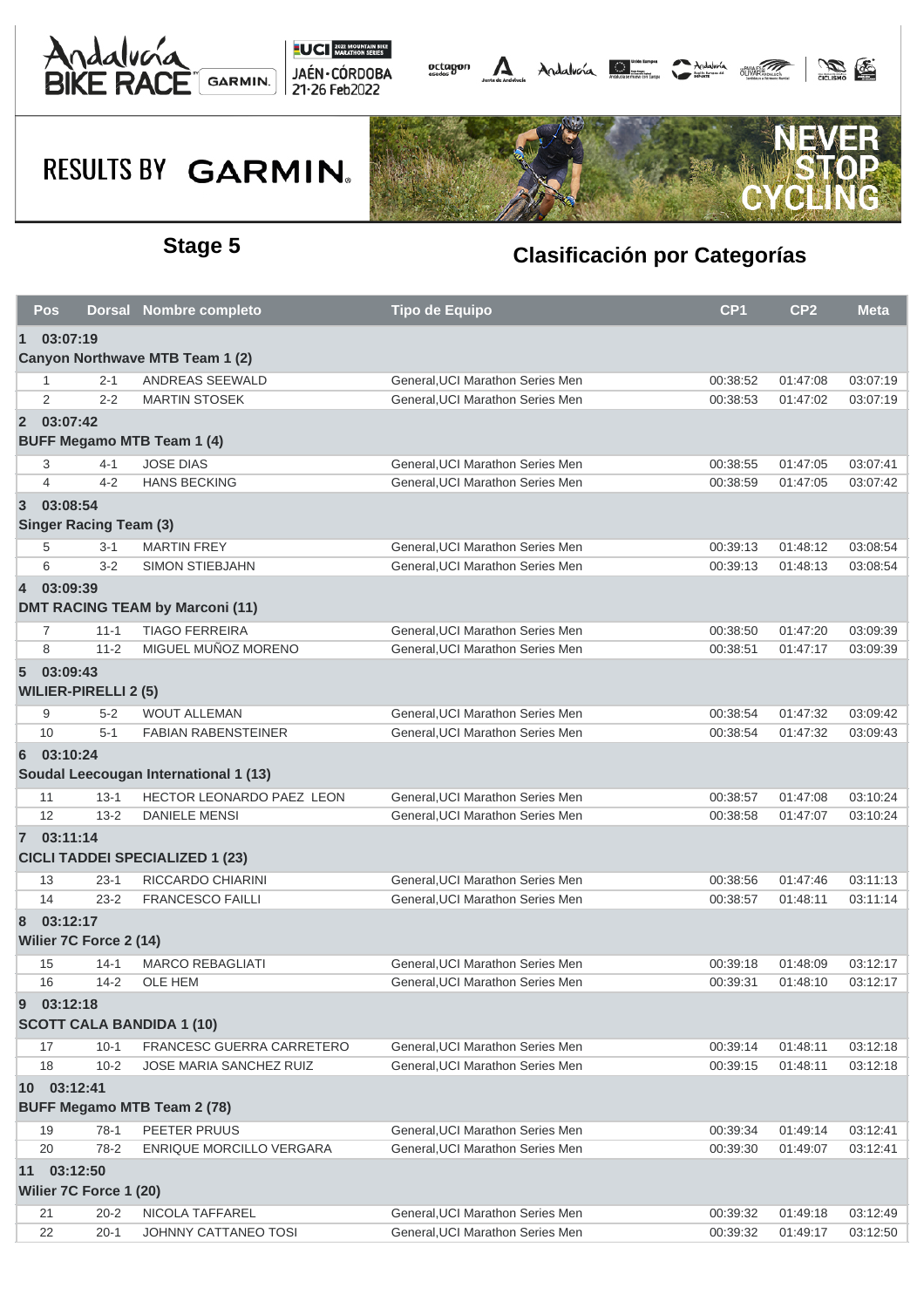Andalucía BIKE RACE GARMIN | UCI 2022 MOUNTAIN BIKE MARATHON SERIES | JAÉN·CÓRDOBA 21·26 Feb2022

RESULTS BY GARMIN

NEVER STOP CYCLING

## Stage 5

## Clasificación por Categorías

| Pos | Dorsal | Nombre completo | Tipo de Equipo | CP1 | CP2 | Meta |
|---|---|---|---|---|---|---|
| **1 03:07:19** | | | | | | |
| **Canyon Northwave MTB Team 1 (2)** | | | | | | |
| 1 | 2-1 | ANDREAS SEEWALD | General,UCI Marathon Series Men | 00:38:52 | 01:47:08 | 03:07:19 |
| 2 | 2-2 | MARTIN STOSEK | General,UCI Marathon Series Men | 00:38:53 | 01:47:02 | 03:07:19 |
| **2 03:07:42** | | | | | | |
| **BUFF Megamo MTB Team 1 (4)** | | | | | | |
| 3 | 4-1 | JOSE DIAS | General,UCI Marathon Series Men | 00:38:55 | 01:47:05 | 03:07:41 |
| 4 | 4-2 | HANS BECKING | General,UCI Marathon Series Men | 00:38:59 | 01:47:05 | 03:07:42 |
| **3 03:08:54** | | | | | | |
| **Singer Racing Team (3)** | | | | | | |
| 5 | 3-1 | MARTIN FREY | General,UCI Marathon Series Men | 00:39:13 | 01:48:12 | 03:08:54 |
| 6 | 3-2 | SIMON STIEBJAHN | General,UCI Marathon Series Men | 00:39:13 | 01:48:13 | 03:08:54 |
| **4 03:09:39** | | | | | | |
| **DMT RACING TEAM by Marconi (11)** | | | | | | |
| 7 | 11-1 | TIAGO FERREIRA | General,UCI Marathon Series Men | 00:38:50 | 01:47:20 | 03:09:39 |
| 8 | 11-2 | MIGUEL MUÑOZ MORENO | General,UCI Marathon Series Men | 00:38:51 | 01:47:17 | 03:09:39 |
| **5 03:09:43** | | | | | | |
| **WILIER-PIRELLI 2 (5)** | | | | | | |
| 9 | 5-2 | WOUT ALLEMAN | General,UCI Marathon Series Men | 00:38:54 | 01:47:32 | 03:09:42 |
| 10 | 5-1 | FABIAN RABENSTEINER | General,UCI Marathon Series Men | 00:38:54 | 01:47:32 | 03:09:43 |
| **6 03:10:24** | | | | | | |
| **Soudal Leecougan International 1 (13)** | | | | | | |
| 11 | 13-1 | HECTOR LEONARDO PAEZ LEON | General,UCI Marathon Series Men | 00:38:57 | 01:47:08 | 03:10:24 |
| 12 | 13-2 | DANIELE MENSI | General,UCI Marathon Series Men | 00:38:58 | 01:47:07 | 03:10:24 |
| **7 03:11:14** | | | | | | |
| **CICLI TADDEI SPECIALIZED 1 (23)** | | | | | | |
| 13 | 23-1 | RICCARDO CHIARINI | General,UCI Marathon Series Men | 00:38:56 | 01:47:46 | 03:11:13 |
| 14 | 23-2 | FRANCESCO FAILLI | General,UCI Marathon Series Men | 00:38:57 | 01:48:11 | 03:11:14 |
| **8 03:12:17** | | | | | | |
| **Wilier 7C Force 2 (14)** | | | | | | |
| 15 | 14-1 | MARCO REBAGLIATI | General,UCI Marathon Series Men | 00:39:18 | 01:48:09 | 03:12:17 |
| 16 | 14-2 | OLE HEM | General,UCI Marathon Series Men | 00:39:31 | 01:48:10 | 03:12:17 |
| **9 03:12:18** | | | | | | |
| **SCOTT CALA BANDIDA 1 (10)** | | | | | | |
| 17 | 10-1 | FRANCESC GUERRA CARRETERO | General,UCI Marathon Series Men | 00:39:14 | 01:48:11 | 03:12:18 |
| 18 | 10-2 | JOSE MARIA SANCHEZ RUIZ | General,UCI Marathon Series Men | 00:39:15 | 01:48:11 | 03:12:18 |
| **10 03:12:41** | | | | | | |
| **BUFF Megamo MTB Team 2 (78)** | | | | | | |
| 19 | 78-1 | PEETER PRUUS | General,UCI Marathon Series Men | 00:39:34 | 01:49:14 | 03:12:41 |
| 20 | 78-2 | ENRIQUE MORCILLO VERGARA | General,UCI Marathon Series Men | 00:39:30 | 01:49:07 | 03:12:41 |
| **11 03:12:50** | | | | | | |
| **Wilier 7C Force 1 (20)** | | | | | | |
| 21 | 20-2 | NICOLA TAFFAREL | General,UCI Marathon Series Men | 00:39:32 | 01:49:18 | 03:12:49 |
| 22 | 20-1 | JOHNNY CATTANEO TOSI | General,UCI Marathon Series Men | 00:39:32 | 01:49:17 | 03:12:50 |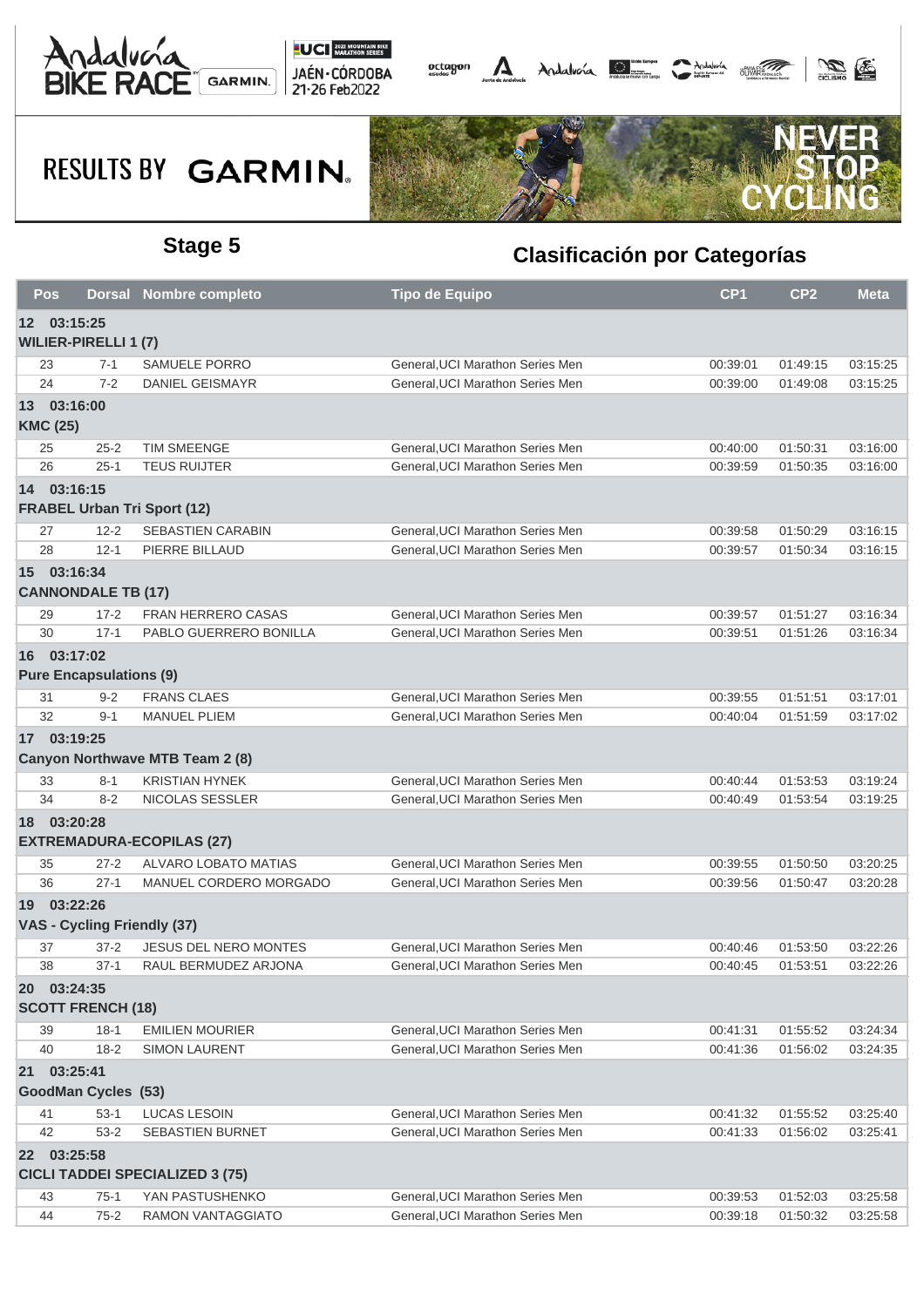## Stage 5

## Clasificación por Categorías

| Pos | Dorsal | Nombre completo | Tipo de Equipo | CP1 | CP2 | Meta |
|---|---|---|---|---|---|---|
| **12 03:15:25** | | | | | | |
| **WILIER-PIRELLI 1 (7)** | | | | | | |
| 23 | 7-1 | SAMUELE PORRO | General,UCI Marathon Series Men | 00:39:01 | 01:49:15 | 03:15:25 |
| 24 | 7-2 | DANIEL GEISMAYR | General,UCI Marathon Series Men | 00:39:00 | 01:49:08 | 03:15:25 |
| **13 03:16:00** | | | | | | |
| **KMC (25)** | | | | | | |
| 25 | 25-2 | TIM SMEENGE | General,UCI Marathon Series Men | 00:40:00 | 01:50:31 | 03:16:00 |
| 26 | 25-1 | TEUS RUIJTER | General,UCI Marathon Series Men | 00:39:59 | 01:50:35 | 03:16:00 |
| **14 03:16:15** | | | | | | |
| **FRABEL Urban Tri Sport (12)** | | | | | | |
| 27 | 12-2 | SEBASTIEN CARABIN | General,UCI Marathon Series Men | 00:39:58 | 01:50:29 | 03:16:15 |
| 28 | 12-1 | PIERRE BILLAUD | General,UCI Marathon Series Men | 00:39:57 | 01:50:34 | 03:16:15 |
| **15 03:16:34** | | | | | | |
| **CANNONDALE TB (17)** | | | | | | |
| 29 | 17-2 | FRAN HERRERO CASAS | General,UCI Marathon Series Men | 00:39:57 | 01:51:27 | 03:16:34 |
| 30 | 17-1 | PABLO GUERRERO BONILLA | General,UCI Marathon Series Men | 00:39:51 | 01:51:26 | 03:16:34 |
| **16 03:17:02** | | | | | | |
| **Pure Encapsulations (9)** | | | | | | |
| 31 | 9-2 | FRANS CLAES | General,UCI Marathon Series Men | 00:39:55 | 01:51:51 | 03:17:01 |
| 32 | 9-1 | MANUEL PLIEM | General,UCI Marathon Series Men | 00:40:04 | 01:51:59 | 03:17:02 |
| **17 03:19:25** | | | | | | |
| **Canyon Northwave MTB Team 2 (8)** | | | | | | |
| 33 | 8-1 | KRISTIAN HYNEK | General,UCI Marathon Series Men | 00:40:44 | 01:53:53 | 03:19:24 |
| 34 | 8-2 | NICOLAS SESSLER | General,UCI Marathon Series Men | 00:40:49 | 01:53:54 | 03:19:25 |
| **18 03:20:28** | | | | | | |
| **EXTREMADURA-ECOPILAS (27)** | | | | | | |
| 35 | 27-2 | ALVARO LOBATO MATIAS | General,UCI Marathon Series Men | 00:39:55 | 01:50:50 | 03:20:25 |
| 36 | 27-1 | MANUEL CORDERO MORGADO | General,UCI Marathon Series Men | 00:39:56 | 01:50:47 | 03:20:28 |
| **19 03:22:26** | | | | | | |
| **VAS - Cycling Friendly (37)** | | | | | | |
| 37 | 37-2 | JESUS DEL NERO MONTES | General,UCI Marathon Series Men | 00:40:46 | 01:53:50 | 03:22:26 |
| 38 | 37-1 | RAUL BERMUDEZ ARJONA | General,UCI Marathon Series Men | 00:40:45 | 01:53:51 | 03:22:26 |
| **20 03:24:35** | | | | | | |
| **SCOTT FRENCH (18)** | | | | | | |
| 39 | 18-1 | EMILIEN MOURIER | General,UCI Marathon Series Men | 00:41:31 | 01:55:52 | 03:24:34 |
| 40 | 18-2 | SIMON LAURENT | General,UCI Marathon Series Men | 00:41:36 | 01:56:02 | 03:24:35 |
| **21 03:25:41** | | | | | | |
| **GoodMan Cycles (53)** | | | | | | |
| 41 | 53-1 | LUCAS LESOIN | General,UCI Marathon Series Men | 00:41:32 | 01:55:52 | 03:25:40 |
| 42 | 53-2 | SEBASTIEN BURNET | General,UCI Marathon Series Men | 00:41:33 | 01:56:02 | 03:25:41 |
| **22 03:25:58** | | | | | | |
| **CICLI TADDEI SPECIALIZED 3 (75)** | | | | | | |
| 43 | 75-1 | YAN PASTUSHENKO | General,UCI Marathon Series Men | 00:39:53 | 01:52:03 | 03:25:58 |
| 44 | 75-2 | RAMON VANTAGGIATO | General,UCI Marathon Series Men | 00:39:18 | 01:50:32 | 03:25:58 |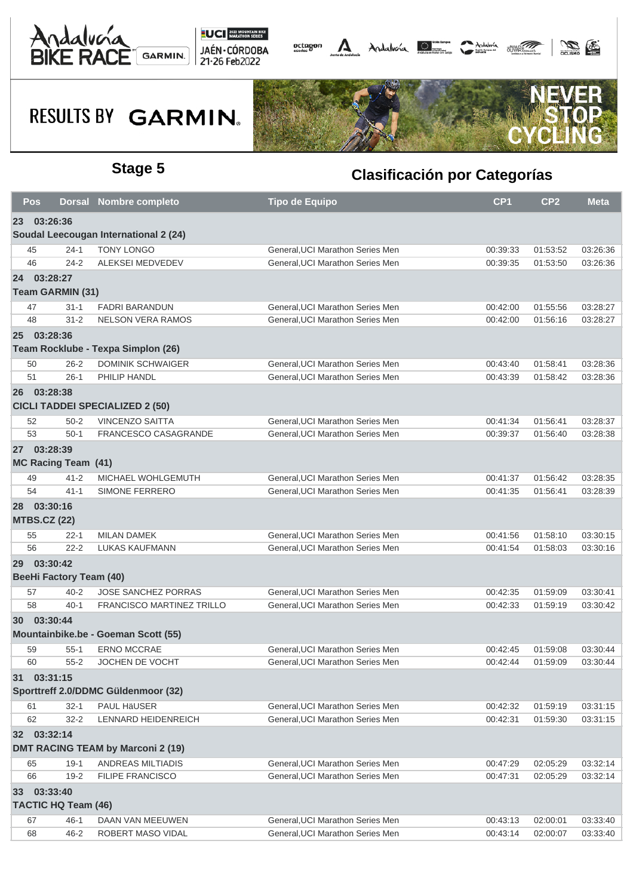## Stage 5

## Clasificación por Categorías

| Pos | Dorsal | Nombre completo | Tipo de Equipo | CP1 | CP2 | Meta |
|---|---|---|---|---|---|---|
| **23 03:26:36** | | | | | | |
| **Soudal Leecougan International 2 (24)** | | | | | | |
| 45 | 24-1 | TONY LONGO | General,UCI Marathon Series Men | 00:39:33 | 01:53:52 | 03:26:36 |
| 46 | 24-2 | ALEKSEI MEDVEDEV | General,UCI Marathon Series Men | 00:39:35 | 01:53:50 | 03:26:36 |
| **24 03:28:27** | | | | | | |
| **Team GARMIN (31)** | | | | | | |
| 47 | 31-1 | FADRI BARANDUN | General,UCI Marathon Series Men | 00:42:00 | 01:55:56 | 03:28:27 |
| 48 | 31-2 | NELSON VERA RAMOS | General,UCI Marathon Series Men | 00:42:00 | 01:56:16 | 03:28:27 |
| **25 03:28:36** | | | | | | |
| **Team Rocklube - Texpa Simplon (26)** | | | | | | |
| 50 | 26-2 | DOMINIK SCHWAIGER | General,UCI Marathon Series Men | 00:43:40 | 01:58:41 | 03:28:36 |
| 51 | 26-1 | PHILIP HANDL | General,UCI Marathon Series Men | 00:43:39 | 01:58:42 | 03:28:36 |
| **26 03:28:38** | | | | | | |
| **CICLI TADDEI SPECIALIZED 2 (50)** | | | | | | |
| 52 | 50-2 | VINCENZO SAITTA | General,UCI Marathon Series Men | 00:41:34 | 01:56:41 | 03:28:37 |
| 53 | 50-1 | FRANCESCO CASAGRANDE | General,UCI Marathon Series Men | 00:39:37 | 01:56:40 | 03:28:38 |
| **27 03:28:39** | | | | | | |
| **MC Racing Team (41)** | | | | | | |
| 49 | 41-2 | MICHAEL WOHLGEMUTH | General,UCI Marathon Series Men | 00:41:37 | 01:56:42 | 03:28:35 |
| 54 | 41-1 | SIMONE FERRERO | General,UCI Marathon Series Men | 00:41:35 | 01:56:41 | 03:28:39 |
| **28 03:30:16** | | | | | | |
| **MTBS.CZ (22)** | | | | | | |
| 55 | 22-1 | MILAN DAMEK | General,UCI Marathon Series Men | 00:41:56 | 01:58:10 | 03:30:15 |
| 56 | 22-2 | LUKAS KAUFMANN | General,UCI Marathon Series Men | 00:41:54 | 01:58:03 | 03:30:16 |
| **29 03:30:42** | | | | | | |
| **BeeHi Factory Team (40)** | | | | | | |
| 57 | 40-2 | JOSE SANCHEZ PORRAS | General,UCI Marathon Series Men | 00:42:35 | 01:59:09 | 03:30:41 |
| 58 | 40-1 | FRANCISCO MARTINEZ TRILLO | General,UCI Marathon Series Men | 00:42:33 | 01:59:19 | 03:30:42 |
| **30 03:30:44** | | | | | | |
| **Mountainbike.be - Goeman Scott (55)** | | | | | | |
| 59 | 55-1 | ERNO MCCRAE | General,UCI Marathon Series Men | 00:42:45 | 01:59:08 | 03:30:44 |
| 60 | 55-2 | JOCHEN DE VOCHT | General,UCI Marathon Series Men | 00:42:44 | 01:59:09 | 03:30:44 |
| **31 03:31:15** | | | | | | |
| **Sporttreff 2.0/DDMC Güldenmoor (32)** | | | | | | |
| 61 | 32-1 | PAUL HäUSER | General,UCI Marathon Series Men | 00:42:32 | 01:59:19 | 03:31:15 |
| 62 | 32-2 | LENNARD HEIDENREICH | General,UCI Marathon Series Men | 00:42:31 | 01:59:30 | 03:31:15 |
| **32 03:32:14** | | | | | | |
| **DMT RACING TEAM by Marconi 2 (19)** | | | | | | |
| 65 | 19-1 | ANDREAS MILTIADIS | General,UCI Marathon Series Men | 00:47:29 | 02:05:29 | 03:32:14 |
| 66 | 19-2 | FILIPE FRANCISCO | General,UCI Marathon Series Men | 00:47:31 | 02:05:29 | 03:32:14 |
| **33 03:33:40** | | | | | | |
| **TACTIC HQ Team (46)** | | | | | | |
| 67 | 46-1 | DAAN VAN MEEUWEN | General,UCI Marathon Series Men | 00:43:13 | 02:00:01 | 03:33:40 |
| 68 | 46-2 | ROBERT MASO VIDAL | General,UCI Marathon Series Men | 00:43:14 | 02:00:07 | 03:33:40 |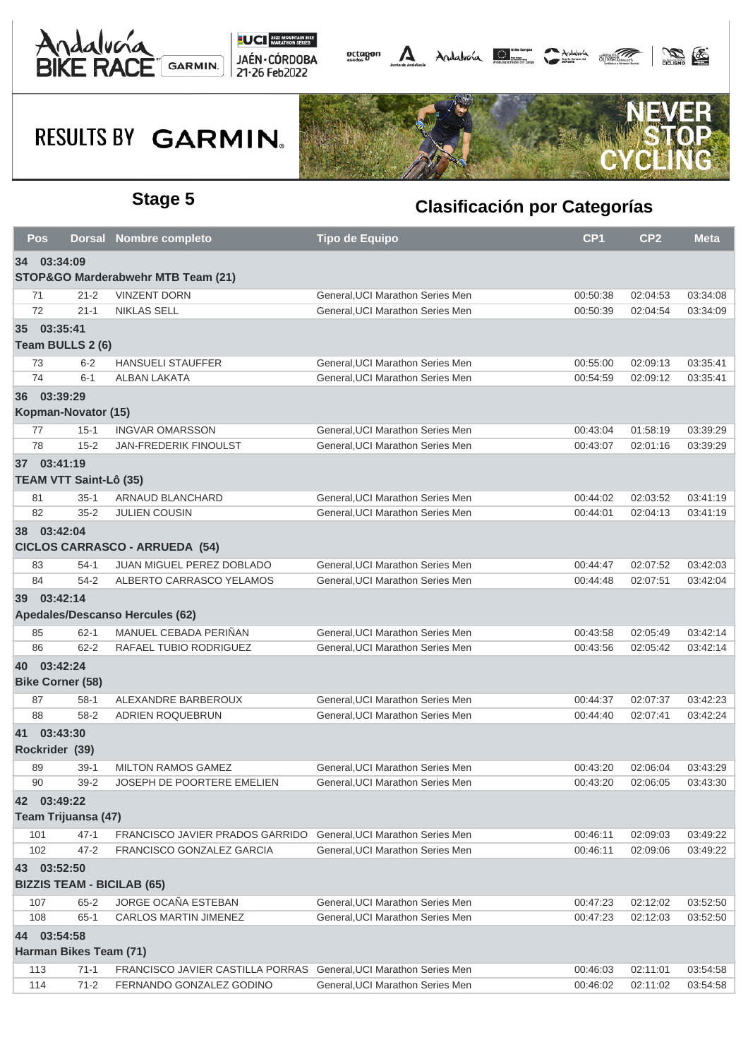## Stage 5

## Clasificación por Categorías

| Pos | Dorsal | Nombre completo | Tipo de Equipo | CP1 | CP2 | Meta |
|---|---|---|---|---|---|---|
| **34 03:34:09** | | | | | | |
| **STOP&GO Marderabwehr MTB Team (21)** | | | | | | |
| 71 | 21-2 | VINZENT DORN | General,UCI Marathon Series Men | 00:50:38 | 02:04:53 | 03:34:08 |
| 72 | 21-1 | NIKLAS SELL | General,UCI Marathon Series Men | 00:50:39 | 02:04:54 | 03:34:09 |
| **35 03:35:41** | | | | | | |
| **Team BULLS 2 (6)** | | | | | | |
| 73 | 6-2 | HANSUELI STAUFFER | General,UCI Marathon Series Men | 00:55:00 | 02:09:13 | 03:35:41 |
| 74 | 6-1 | ALBAN LAKATA | General,UCI Marathon Series Men | 00:54:59 | 02:09:12 | 03:35:41 |
| **36 03:39:29** | | | | | | |
| **Kopman-Novator (15)** | | | | | | |
| 77 | 15-1 | INGVAR OMARSSON | General,UCI Marathon Series Men | 00:43:04 | 01:58:19 | 03:39:29 |
| 78 | 15-2 | JAN-FREDERIK FINOULST | General,UCI Marathon Series Men | 00:43:07 | 02:01:16 | 03:39:29 |
| **37 03:41:19** | | | | | | |
| **TEAM VTT Saint-Lô (35)** | | | | | | |
| 81 | 35-1 | ARNAUD BLANCHARD | General,UCI Marathon Series Men | 00:44:02 | 02:03:52 | 03:41:19 |
| 82 | 35-2 | JULIEN COUSIN | General,UCI Marathon Series Men | 00:44:01 | 02:04:13 | 03:41:19 |
| **38 03:42:04** | | | | | | |
| **CICLOS CARRASCO - ARRUEDA (54)** | | | | | | |
| 83 | 54-1 | JUAN MIGUEL PEREZ DOBLADO | General,UCI Marathon Series Men | 00:44:47 | 02:07:52 | 03:42:03 |
| 84 | 54-2 | ALBERTO CARRASCO YELAMOS | General,UCI Marathon Series Men | 00:44:48 | 02:07:51 | 03:42:04 |
| **39 03:42:14** | | | | | | |
| **Apedales/Descanso Hercules (62)** | | | | | | |
| 85 | 62-1 | MANUEL CEBADA PERIÑAN | General,UCI Marathon Series Men | 00:43:58 | 02:05:49 | 03:42:14 |
| 86 | 62-2 | RAFAEL TUBIO RODRIGUEZ | General,UCI Marathon Series Men | 00:43:56 | 02:05:42 | 03:42:14 |
| **40 03:42:24** | | | | | | |
| **Bike Corner (58)** | | | | | | |
| 87 | 58-1 | ALEXANDRE BARBEROUX | General,UCI Marathon Series Men | 00:44:37 | 02:07:37 | 03:42:23 |
| 88 | 58-2 | ADRIEN ROQUEBRUN | General,UCI Marathon Series Men | 00:44:40 | 02:07:41 | 03:42:24 |
| **41 03:43:30** | | | | | | |
| **Rockrider (39)** | | | | | | |
| 89 | 39-1 | MILTON RAMOS GAMEZ | General,UCI Marathon Series Men | 00:43:20 | 02:06:04 | 03:43:29 |
| 90 | 39-2 | JOSEPH DE POORTERE EMELIEN | General,UCI Marathon Series Men | 00:43:20 | 02:06:05 | 03:43:30 |
| **42 03:49:22** | | | | | | |
| **Team Trijuansa (47)** | | | | | | |
| 101 | 47-1 | FRANCISCO JAVIER PRADOS GARRIDO | General,UCI Marathon Series Men | 00:46:11 | 02:09:03 | 03:49:22 |
| 102 | 47-2 | FRANCISCO GONZALEZ GARCIA | General,UCI Marathon Series Men | 00:46:11 | 02:09:06 | 03:49:22 |
| **43 03:52:50** | | | | | | |
| **BIZZIS TEAM - BICILAB (65)** | | | | | | |
| 107 | 65-2 | JORGE OCAÑA ESTEBAN | General,UCI Marathon Series Men | 00:47:23 | 02:12:02 | 03:52:50 |
| 108 | 65-1 | CARLOS MARTIN JIMENEZ | General,UCI Marathon Series Men | 00:47:23 | 02:12:03 | 03:52:50 |
| **44 03:54:58** | | | | | | |
| **Harman Bikes Team (71)** | | | | | | |
| 113 | 71-1 | FRANCISCO JAVIER CASTILLA PORRAS | General,UCI Marathon Series Men | 00:46:03 | 02:11:01 | 03:54:58 |
| 114 | 71-2 | FERNANDO GONZALEZ GODINO | General,UCI Marathon Series Men | 00:46:02 | 02:11:02 | 03:54:58 |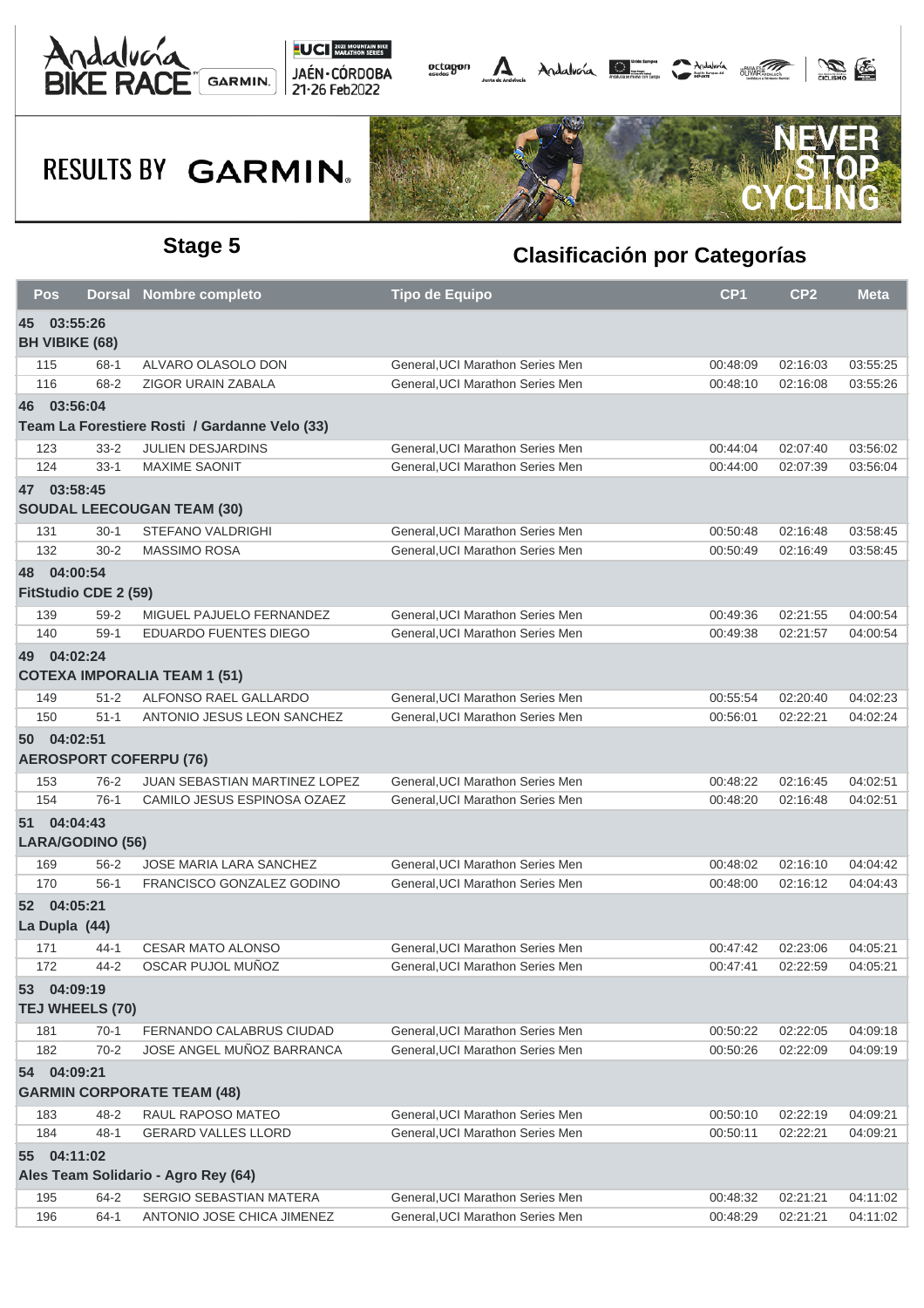## Stage 5

## Clasificación por Categorías

| Pos | Dorsal | Nombre completo | Tipo de Equipo | CP1 | CP2 | Meta |
|---|---|---|---|---|---|---|
| **45 03:55:26** | | | | | | |
| **BH VIBIKE (68)** | | | | | | |
| 115 | 68-1 | ALVARO OLASOLO DON | General,UCI Marathon Series Men | 00:48:09 | 02:16:03 | 03:55:25 |
| 116 | 68-2 | ZIGOR URAIN ZABALA | General,UCI Marathon Series Men | 00:48:10 | 02:16:08 | 03:55:26 |
| **46 03:56:04** | | | | | | |
| **Team La Forestiere Rosti / Gardanne Velo (33)** | | | | | | |
| 123 | 33-2 | JULIEN DESJARDINS | General,UCI Marathon Series Men | 00:44:04 | 02:07:40 | 03:56:02 |
| 124 | 33-1 | MAXIME SAONIT | General,UCI Marathon Series Men | 00:44:00 | 02:07:39 | 03:56:04 |
| **47 03:58:45** | | | | | | |
| **SOUDAL LEECOUGAN TEAM (30)** | | | | | | |
| 131 | 30-1 | STEFANO VALDRIGHI | General,UCI Marathon Series Men | 00:50:48 | 02:16:48 | 03:58:45 |
| 132 | 30-2 | MASSIMO ROSA | General,UCI Marathon Series Men | 00:50:49 | 02:16:49 | 03:58:45 |
| **48 04:00:54** | | | | | | |
| **FitStudio CDE 2 (59)** | | | | | | |
| 139 | 59-2 | MIGUEL PAJUELO FERNANDEZ | General,UCI Marathon Series Men | 00:49:36 | 02:21:55 | 04:00:54 |
| 140 | 59-1 | EDUARDO FUENTES DIEGO | General,UCI Marathon Series Men | 00:49:38 | 02:21:57 | 04:00:54 |
| **49 04:02:24** | | | | | | |
| **COTEXA IMPORALIA TEAM 1 (51)** | | | | | | |
| 149 | 51-2 | ALFONSO RAEL GALLARDO | General,UCI Marathon Series Men | 00:55:54 | 02:20:40 | 04:02:23 |
| 150 | 51-1 | ANTONIO JESUS LEON SANCHEZ | General,UCI Marathon Series Men | 00:56:01 | 02:22:21 | 04:02:24 |
| **50 04:02:51** | | | | | | |
| **AEROSPORT COFERPU (76)** | | | | | | |
| 153 | 76-2 | JUAN SEBASTIAN MARTINEZ LOPEZ | General,UCI Marathon Series Men | 00:48:22 | 02:16:45 | 04:02:51 |
| 154 | 76-1 | CAMILO JESUS ESPINOSA OZAEZ | General,UCI Marathon Series Men | 00:48:20 | 02:16:48 | 04:02:51 |
| **51 04:04:43** | | | | | | |
| **LARA/GODINO (56)** | | | | | | |
| 169 | 56-2 | JOSE MARIA LARA SANCHEZ | General,UCI Marathon Series Men | 00:48:02 | 02:16:10 | 04:04:42 |
| 170 | 56-1 | FRANCISCO GONZALEZ GODINO | General,UCI Marathon Series Men | 00:48:00 | 02:16:12 | 04:04:43 |
| **52 04:05:21** | | | | | | |
| **La Dupla (44)** | | | | | | |
| 171 | 44-1 | CESAR MATO ALONSO | General,UCI Marathon Series Men | 00:47:42 | 02:23:06 | 04:05:21 |
| 172 | 44-2 | OSCAR PUJOL MUÑOZ | General,UCI Marathon Series Men | 00:47:41 | 02:22:59 | 04:05:21 |
| **53 04:09:19** | | | | | | |
| **TEJ WHEELS (70)** | | | | | | |
| 181 | 70-1 | FERNANDO CALABRUS CIUDAD | General,UCI Marathon Series Men | 00:50:22 | 02:22:05 | 04:09:18 |
| 182 | 70-2 | JOSE ANGEL MUÑOZ BARRANCA | General,UCI Marathon Series Men | 00:50:26 | 02:22:09 | 04:09:19 |
| **54 04:09:21** | | | | | | |
| **GARMIN CORPORATE TEAM (48)** | | | | | | |
| 183 | 48-2 | RAUL RAPOSO MATEO | General,UCI Marathon Series Men | 00:50:10 | 02:22:19 | 04:09:21 |
| 184 | 48-1 | GERARD VALLES LLORD | General,UCI Marathon Series Men | 00:50:11 | 02:22:21 | 04:09:21 |
| **55 04:11:02** | | | | | | |
| **Ales Team Solidario - Agro Rey (64)** | | | | | | |
| 195 | 64-2 | SERGIO SEBASTIAN MATERA | General,UCI Marathon Series Men | 00:48:32 | 02:21:21 | 04:11:02 |
| 196 | 64-1 | ANTONIO JOSE CHICA JIMENEZ | General,UCI Marathon Series Men | 00:48:29 | 02:21:21 | 04:11:02 |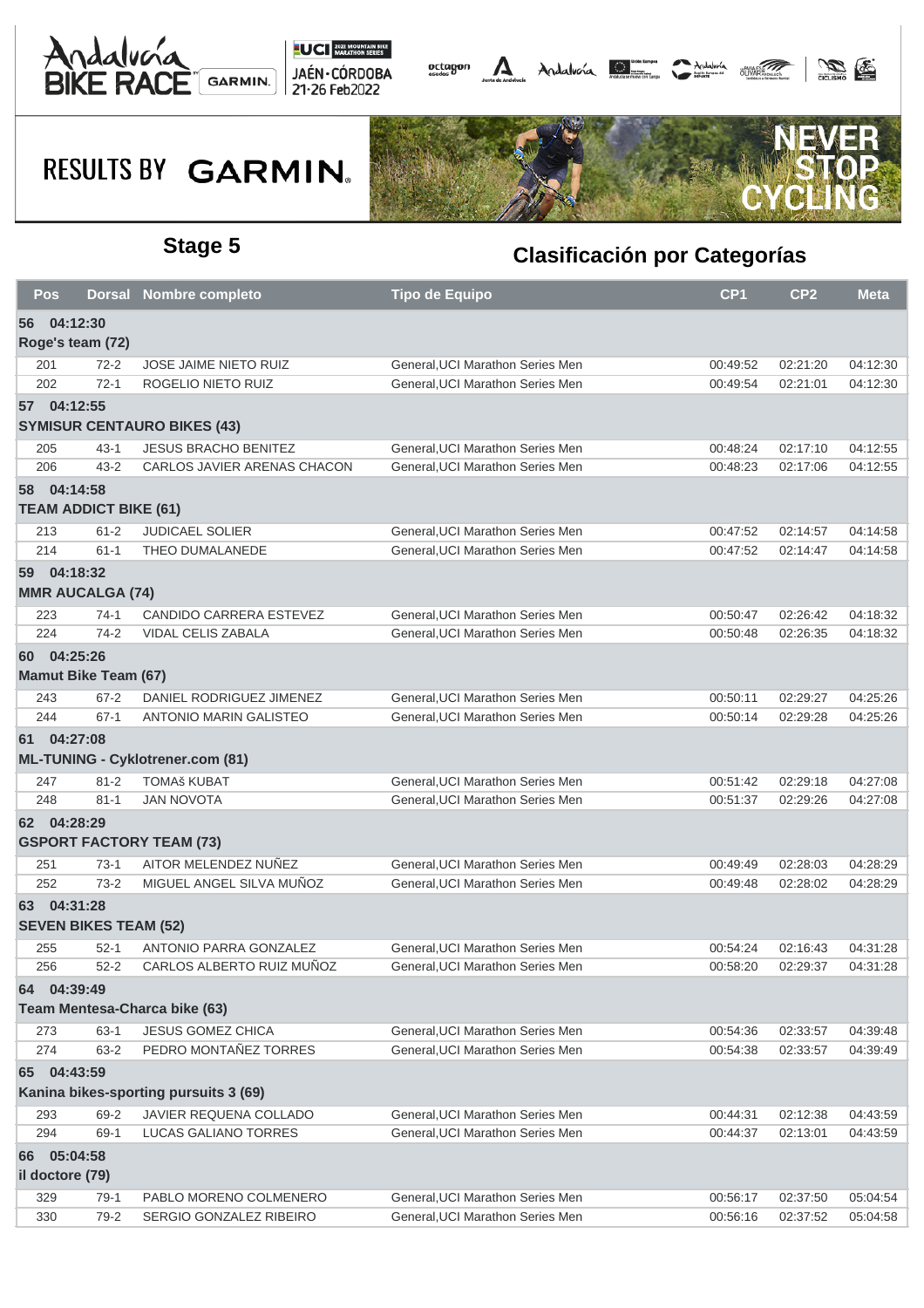## Stage 5

## Clasificación por Categorías

| Pos | Dorsal | Nombre completo | Tipo de Equipo | CP1 | CP2 | Meta |
|---|---|---|---|---|---|---|
| **56 04:12:30** | | | | | | |
| **Roge's team (72)** | | | | | | |
| 201 | 72-2 | JOSE JAIME NIETO RUIZ | General,UCI Marathon Series Men | 00:49:52 | 02:21:20 | 04:12:30 |
| 202 | 72-1 | ROGELIO NIETO RUIZ | General,UCI Marathon Series Men | 00:49:54 | 02:21:01 | 04:12:30 |
| **57 04:12:55** | | | | | | |
| **SYMISUR CENTAURO BIKES (43)** | | | | | | |
| 205 | 43-1 | JESUS BRACHO BENITEZ | General,UCI Marathon Series Men | 00:48:24 | 02:17:10 | 04:12:55 |
| 206 | 43-2 | CARLOS JAVIER ARENAS CHACON | General,UCI Marathon Series Men | 00:48:23 | 02:17:06 | 04:12:55 |
| **58 04:14:58** | | | | | | |
| **TEAM ADDICT BIKE (61)** | | | | | | |
| 213 | 61-2 | JUDICAEL SOLIER | General,UCI Marathon Series Men | 00:47:52 | 02:14:57 | 04:14:58 |
| 214 | 61-1 | THEO DUMALANEDE | General,UCI Marathon Series Men | 00:47:52 | 02:14:47 | 04:14:58 |
| **59 04:18:32** | | | | | | |
| **MMR AUCALGA (74)** | | | | | | |
| 223 | 74-1 | CANDIDO CARRERA ESTEVEZ | General,UCI Marathon Series Men | 00:50:47 | 02:26:42 | 04:18:32 |
| 224 | 74-2 | VIDAL CELIS ZABALA | General,UCI Marathon Series Men | 00:50:48 | 02:26:35 | 04:18:32 |
| **60 04:25:26** | | | | | | |
| **Mamut Bike Team (67)** | | | | | | |
| 243 | 67-2 | DANIEL RODRIGUEZ JIMENEZ | General,UCI Marathon Series Men | 00:50:11 | 02:29:27 | 04:25:26 |
| 244 | 67-1 | ANTONIO MARIN GALISTEO | General,UCI Marathon Series Men | 00:50:14 | 02:29:28 | 04:25:26 |
| **61 04:27:08** | | | | | | |
| **ML-TUNING - Cyklotrener.com (81)** | | | | | | |
| 247 | 81-2 | TOMAš KUBAT | General,UCI Marathon Series Men | 00:51:42 | 02:29:18 | 04:27:08 |
| 248 | 81-1 | JAN NOVOTA | General,UCI Marathon Series Men | 00:51:37 | 02:29:26 | 04:27:08 |
| **62 04:28:29** | | | | | | |
| **GSPORT FACTORY TEAM (73)** | | | | | | |
| 251 | 73-1 | AITOR MELENDEZ NUÑEZ | General,UCI Marathon Series Men | 00:49:49 | 02:28:03 | 04:28:29 |
| 252 | 73-2 | MIGUEL ANGEL SILVA MUÑOZ | General,UCI Marathon Series Men | 00:49:48 | 02:28:02 | 04:28:29 |
| **63 04:31:28** | | | | | | |
| **SEVEN BIKES TEAM (52)** | | | | | | |
| 255 | 52-1 | ANTONIO PARRA GONZALEZ | General,UCI Marathon Series Men | 00:54:24 | 02:16:43 | 04:31:28 |
| 256 | 52-2 | CARLOS ALBERTO RUIZ MUÑOZ | General,UCI Marathon Series Men | 00:58:20 | 02:29:37 | 04:31:28 |
| **64 04:39:49** | | | | | | |
| **Team Mentesa-Charca bike (63)** | | | | | | |
| 273 | 63-1 | JESUS GOMEZ CHICA | General,UCI Marathon Series Men | 00:54:36 | 02:33:57 | 04:39:48 |
| 274 | 63-2 | PEDRO MONTAÑEZ TORRES | General,UCI Marathon Series Men | 00:54:38 | 02:33:57 | 04:39:49 |
| **65 04:43:59** | | | | | | |
| **Kanina bikes-sporting pursuits 3 (69)** | | | | | | |
| 293 | 69-2 | JAVIER REQUENA COLLADO | General,UCI Marathon Series Men | 00:44:31 | 02:12:38 | 04:43:59 |
| 294 | 69-1 | LUCAS GALIANO TORRES | General,UCI Marathon Series Men | 00:44:37 | 02:13:01 | 04:43:59 |
| **66 05:04:58** | | | | | | |
| **il doctore (79)** | | | | | | |
| 329 | 79-1 | PABLO MORENO COLMENERO | General,UCI Marathon Series Men | 00:56:17 | 02:37:50 | 05:04:54 |
| 330 | 79-2 | SERGIO GONZALEZ RIBEIRO | General,UCI Marathon Series Men | 00:56:16 | 02:37:52 | 05:04:58 |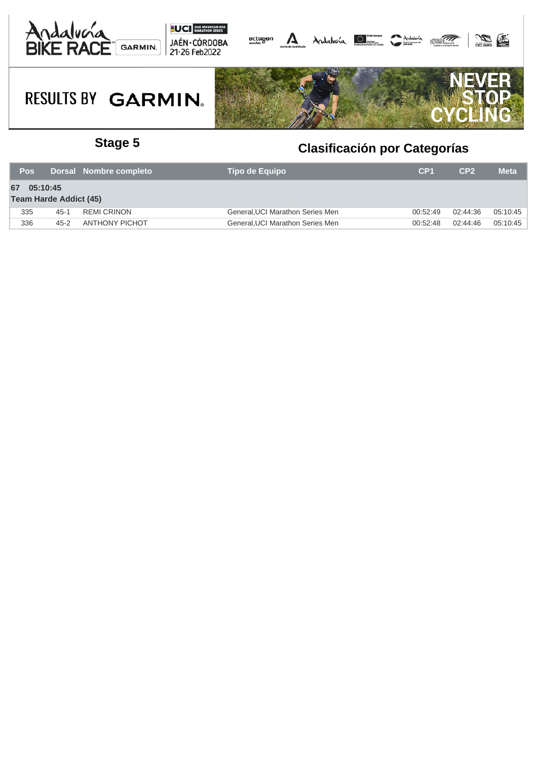## Stage 5

## Clasificación por Categorías

| Pos | Dorsal | Nombre completo | Tipo de Equipo | CP1 | CP2 | Meta |
|---|---|---|---|---|---|---|
| **67 05:10:45** | | | | | | |
| **Team Harde Addict (45)** | | | | | | |
| 335 | 45-1 | REMI CRINON | General,UCI Marathon Series Men | 00:52:49 | 02:44:36 | 05:10:45 |
| 336 | 45-2 | ANTHONY PICHOT | General,UCI Marathon Series Men | 00:52:48 | 02:44:46 | 05:10:45 |